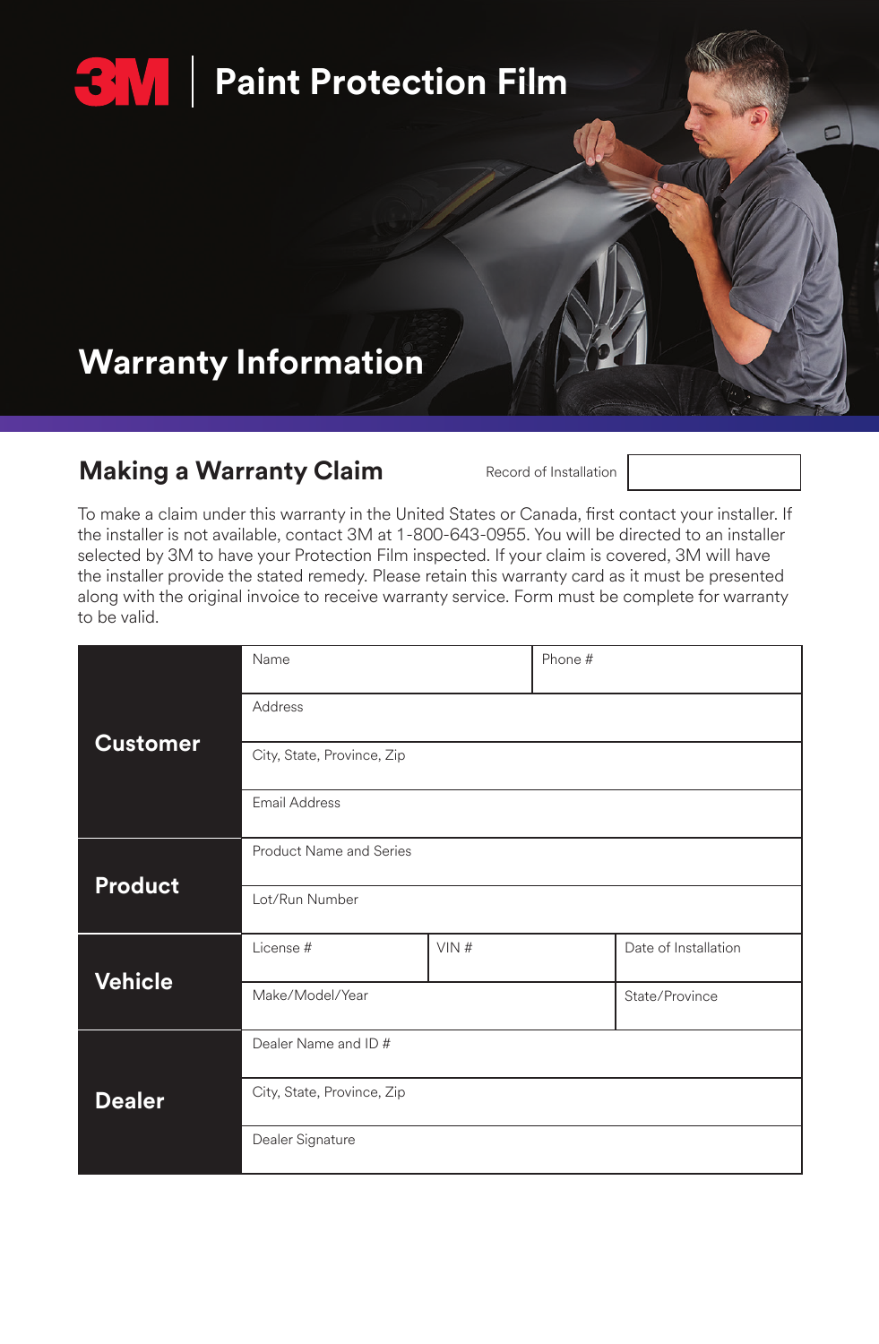# 3M | Paint Protection Film

# Warranty Information

## Making a Warranty Claim

Record of Installation

To make a claim under this warranty in the United States or Canada, first contact your installer. If the installer is not available, contact 3M at 1-800-643-0955. You will be directed to an installer selected by 3M to have your Protection Film inspected. If your claim is covered, 3M will have the installer provide the stated remedy. Please retain this warranty card as it must be presented along with the original invoice to receive warranty service. Form must be complete for warranty to be valid.

| | | | |
|---|---|---|---|
| **Customer** | Name | | Phone # |
| | Address | | |
| | City, State, Province, Zip | | |
| | Email Address | | |
| **Product** | Product Name and Series | | |
| | Lot/Run Number | | |
| **Vehicle** | License # | VIN # | Date of Installation |
| | Make/Model/Year | | State/Province |
| **Dealer** | Dealer Name and ID # | | |
| | City, State, Province, Zip | | |
| | Dealer Signature | | |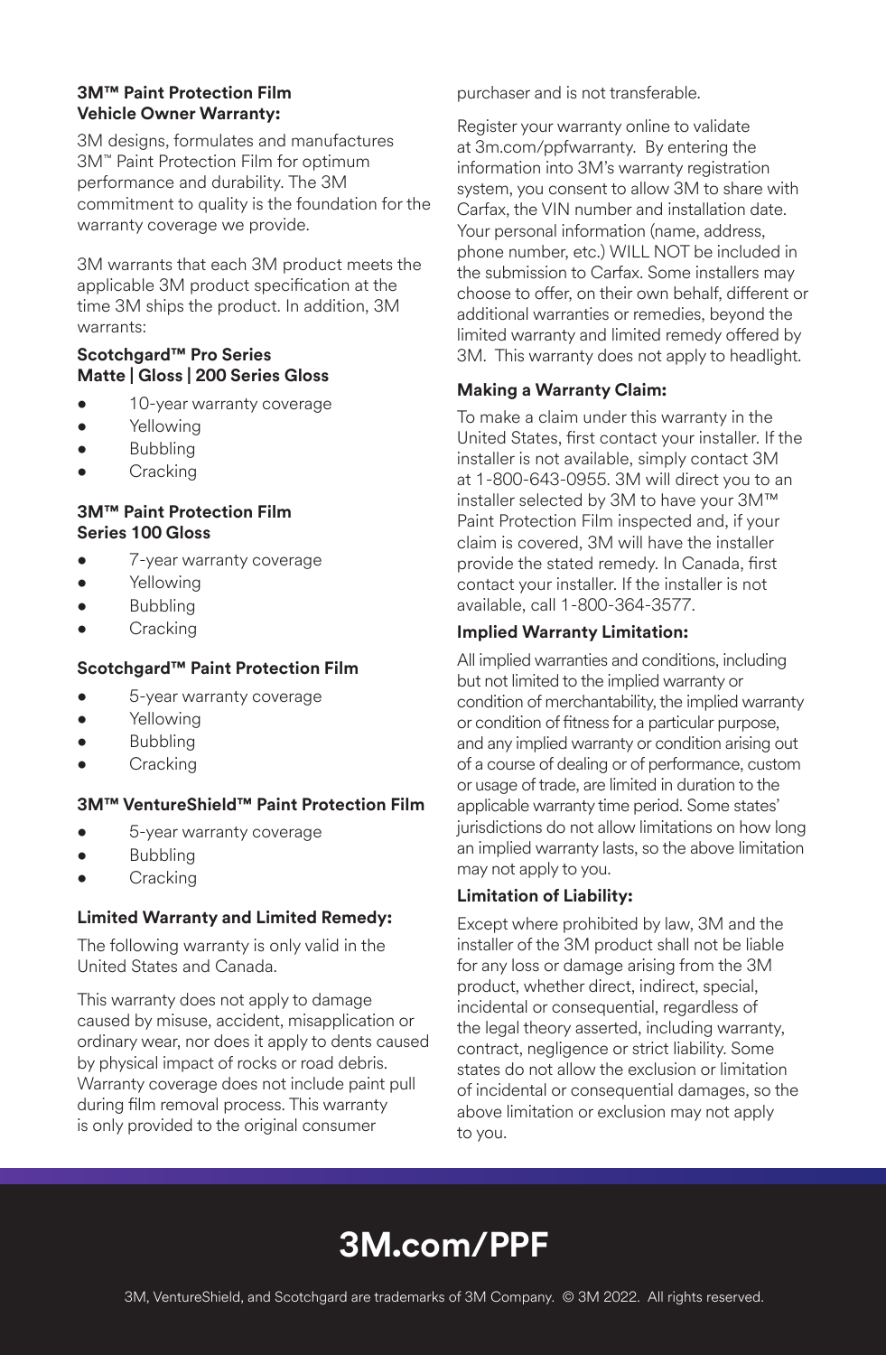**3M™ Paint Protection Film Vehicle Owner Warranty:**

3M designs, formulates and manufactures 3M™ Paint Protection Film for optimum performance and durability. The 3M commitment to quality is the foundation for the warranty coverage we provide.

3M warrants that each 3M product meets the applicable 3M product specification at the time 3M ships the product. In addition, 3M warrants:

**Scotchgard™ Pro Series Matte | Gloss | 200 Series Gloss**

- 10-year warranty coverage
- Yellowing
- Bubbling
- Cracking

**3M™ Paint Protection Film Series 100 Gloss**

- 7-year warranty coverage
- Yellowing
- Bubbling
- Cracking

**Scotchgard™ Paint Protection Film**

- 5-year warranty coverage
- Yellowing
- Bubbling
- Cracking

**3M™ VentureShield™ Paint Protection Film**

- 5-year warranty coverage
- Bubbling
- Cracking

**Limited Warranty and Limited Remedy:**

The following warranty is only valid in the United States and Canada.

This warranty does not apply to damage caused by misuse, accident, misapplication or ordinary wear, nor does it apply to dents caused by physical impact of rocks or road debris. Warranty coverage does not include paint pull during film removal process. This warranty is only provided to the original consumer purchaser and is not transferable.

Register your warranty online to validate at 3m.com/ppfwarranty. By entering the information into 3M's warranty registration system, you consent to allow 3M to share with Carfax, the VIN number and installation date. Your personal information (name, address, phone number, etc.) WILL NOT be included in the submission to Carfax. Some installers may choose to offer, on their own behalf, different or additional warranties or remedies, beyond the limited warranty and limited remedy offered by 3M. This warranty does not apply to headlight.

**Making a Warranty Claim:**

To make a claim under this warranty in the United States, first contact your installer. If the installer is not available, simply contact 3M at 1-800-643-0955. 3M will direct you to an installer selected by 3M to have your 3M™ Paint Protection Film inspected and, if your claim is covered, 3M will have the installer provide the stated remedy. In Canada, first contact your installer. If the installer is not available, call 1-800-364-3577.

**Implied Warranty Limitation:**

All implied warranties and conditions, including but not limited to the implied warranty or condition of merchantability, the implied warranty or condition of fitness for a particular purpose, and any implied warranty or condition arising out of a course of dealing or of performance, custom or usage of trade, are limited in duration to the applicable warranty time period. Some states' jurisdictions do not allow limitations on how long an implied warranty lasts, so the above limitation may not apply to you.

**Limitation of Liability:**

Except where prohibited by law, 3M and the installer of the 3M product shall not be liable for any loss or damage arising from the 3M product, whether direct, indirect, special, incidental or consequential, regardless of the legal theory asserted, including warranty, contract, negligence or strict liability. Some states do not allow the exclusion or limitation of incidental or consequential damages, so the above limitation or exclusion may not apply to you.

## 3M.com/PPF

3M, VentureShield, and Scotchgard are trademarks of 3M Company. © 3M 2022. All rights reserved.